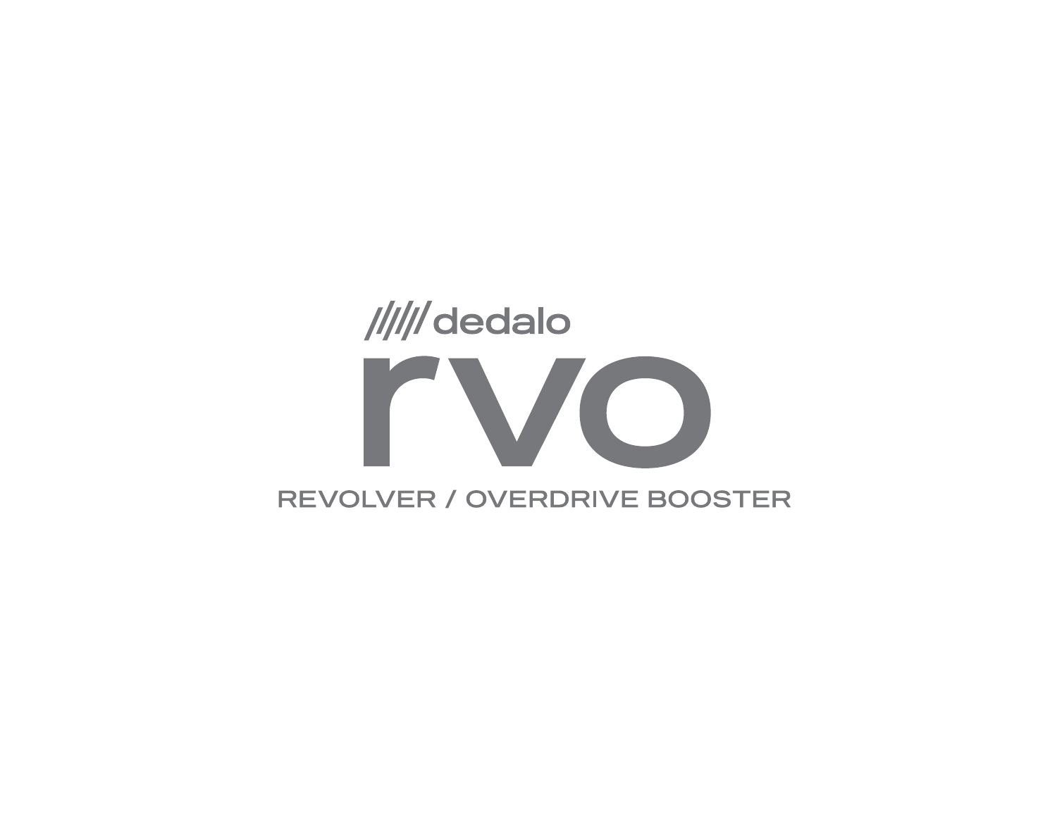//////dedalo

# rvo

REVOLVER / OVERDRIVE BOOSTER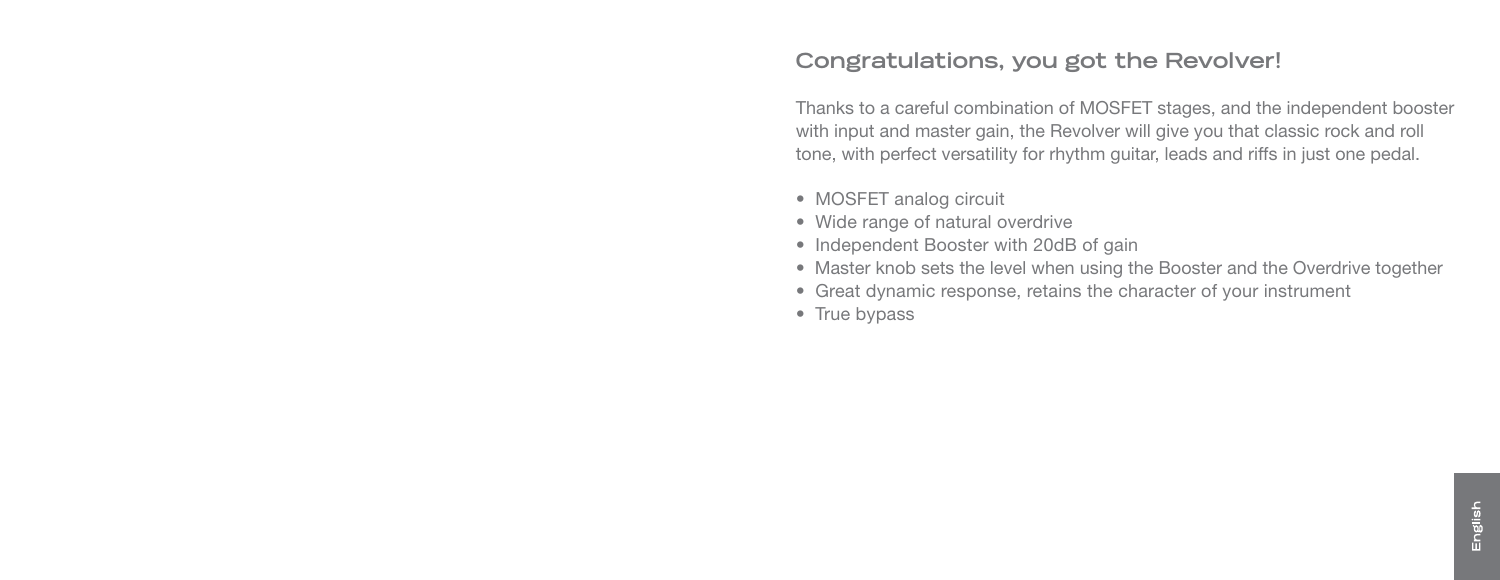## Congratulations, you got the Revolver!

Thanks to a careful combination of MOSFET stages, and the independent booster with input and master gain, the Revolver will give you that classic rock and roll tone, with perfect versatility for rhythm guitar, leads and riffs in just one pedal.

- MOSFET analog circuit
- Wide range of natural overdrive
- Independent Booster with 20dB of gain
- Master knob sets the level when using the Booster and the Overdrive together
- Great dynamic response, retains the character of your instrument
- True bypass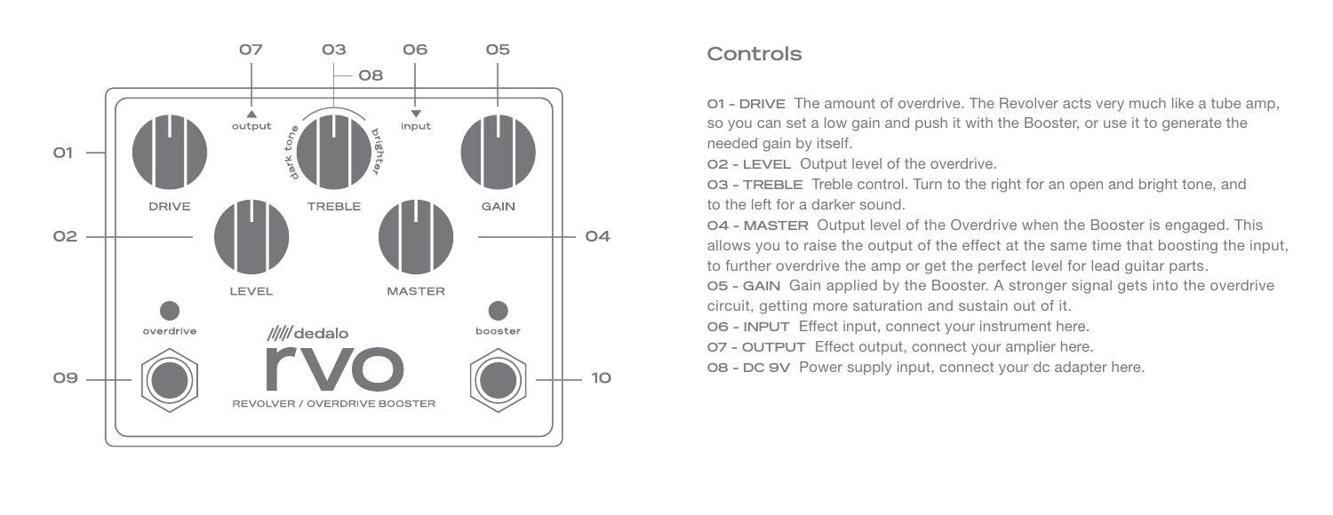## Controls

**01 - DRIVE** The amount of overdrive. The Revolver acts very much like a tube amp, so you can set a low gain and push it with the Booster, or use it to generate the needed gain by itself.

**02 - LEVEL** Output level of the overdrive.

**03 - TREBLE** Treble control. Turn to the right for an open and bright tone, and to the left for a darker sound.

**04 - MASTER** Output level of the Overdrive when the Booster is engaged. This allows you to raise the output of the effect at the same time that boosting the input, to further overdrive the amp or get the perfect level for lead guitar parts.

**05 - GAIN** Gain applied by the Booster. A stronger signal gets into the overdrive circuit, getting more saturation and sustain out of it.

**06 - INPUT** Effect input, connect your instrument here.

**07 - OUTPUT** Effect output, connect your amplier here.

**08 - DC 9V** Power supply input, connect your dc adapter here.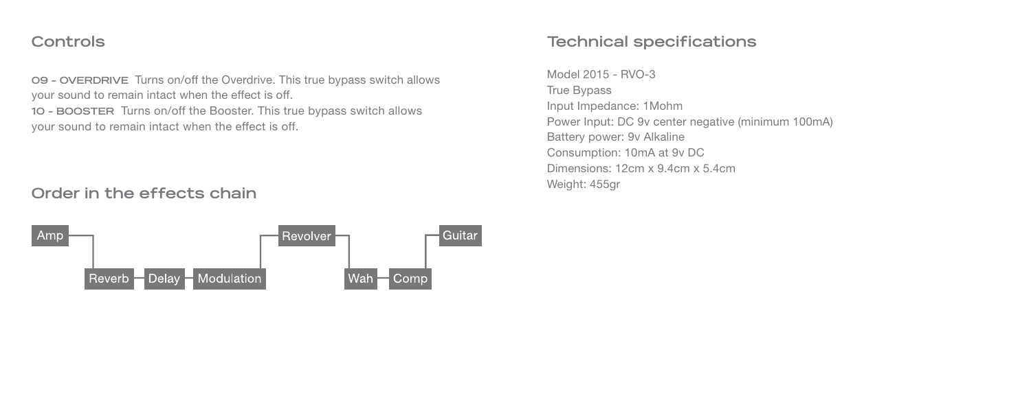## Controls

**09 - OVERDRIVE** Turns on/off the Overdrive. This true bypass switch allows your sound to remain intact when the effect is off.
**10 - BOOSTER** Turns on/off the Booster. This true bypass switch allows your sound to remain intact when the effect is off.

## Order in the effects chain

Amp — Reverb — Delay — Modulation — Revolver — Wah — Comp — Guitar

## Technical specifications

Model 2015 - RVO-3
True Bypass
Input Impedance: 1Mohm
Power Input: DC 9v center negative (minimum 100mA)
Battery power: 9v Alkaline
Consumption: 10mA at 9v DC
Dimensions: 12cm x 9.4cm x 5.4cm
Weight: 455gr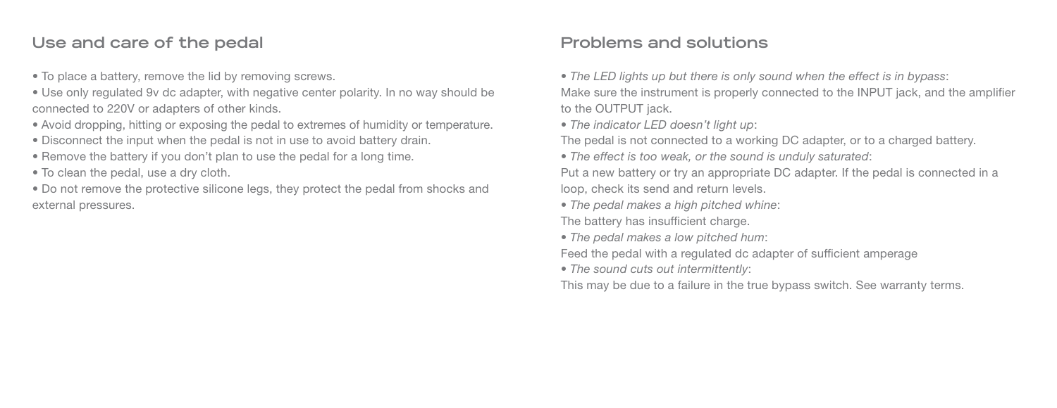## Use and care of the pedal

- To place a battery, remove the lid by removing screws.
- Use only regulated 9v dc adapter, with negative center polarity. In no way should be connected to 220V or adapters of other kinds.
- Avoid dropping, hitting or exposing the pedal to extremes of humidity or temperature.
- Disconnect the input when the pedal is not in use to avoid battery drain.
- Remove the battery if you don't plan to use the pedal for a long time.
- To clean the pedal, use a dry cloth.
- Do not remove the protective silicone legs, they protect the pedal from shocks and external pressures.

## Problems and solutions

- *The LED lights up but there is only sound when the effect is in bypass*:
Make sure the instrument is properly connected to the INPUT jack, and the amplifier to the OUTPUT jack.
- *The indicator LED doesn't light up*:
The pedal is not connected to a working DC adapter, or to a charged battery.
- *The effect is too weak, or the sound is unduly saturated*:
Put a new battery or try an appropriate DC adapter. If the pedal is connected in a loop, check its send and return levels.
- *The pedal makes a high pitched whine*:
The battery has insufficient charge.
- *The pedal makes a low pitched hum*:
Feed the pedal with a regulated dc adapter of sufficient amperage
- *The sound cuts out intermittently*:
This may be due to a failure in the true bypass switch. See warranty terms.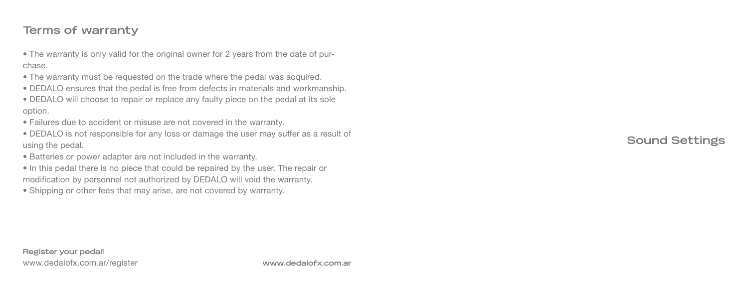## Terms of warranty

- The warranty is only valid for the original owner for 2 years from the date of purchase.
- The warranty must be requested on the trade where the pedal was acquired.
- DEDALO ensures that the pedal is free from defects in materials and workmanship.
- DEDALO will choose to repair or replace any faulty piece on the pedal at its sole option.
- Failures due to accident or misuse are not covered in the warranty.
- DEDALO is not responsible for any loss or damage the user may suffer as a result of using the pedal.
- Batteries or power adapter are not included in the warranty.
- In this pedal there is no piece that could be repaired by the user. The repair or modification by personnel not authorized by DEDALO will void the warranty.
- Shipping or other fees that may arise, are not covered by warranty.

**Register your pedal!**
www.dedalofx.com.ar/register

**www.dedalofx.com.ar**

## Sound Settings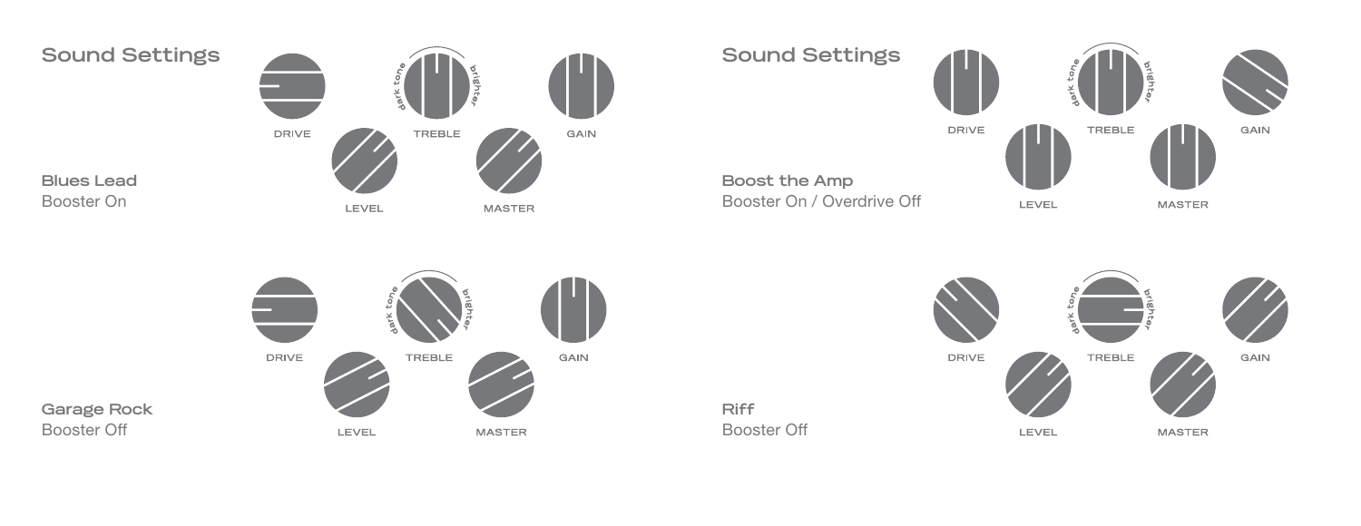## Sound Settings

DRIVE  TREBLE  GAIN

dark tone  brighter

LEVEL  MASTER

**Blues Lead**
Booster On

DRIVE  TREBLE  GAIN

dark tone  brighter

LEVEL  MASTER

**Garage Rock**
Booster Off

## Sound Settings

DRIVE  TREBLE  GAIN

dark tone  brighter

LEVEL  MASTER

**Boost the Amp**
Booster On / Overdrive Off

DRIVE  TREBLE  GAIN

dark tone  brighter

LEVEL  MASTER

**Riff**
Booster Off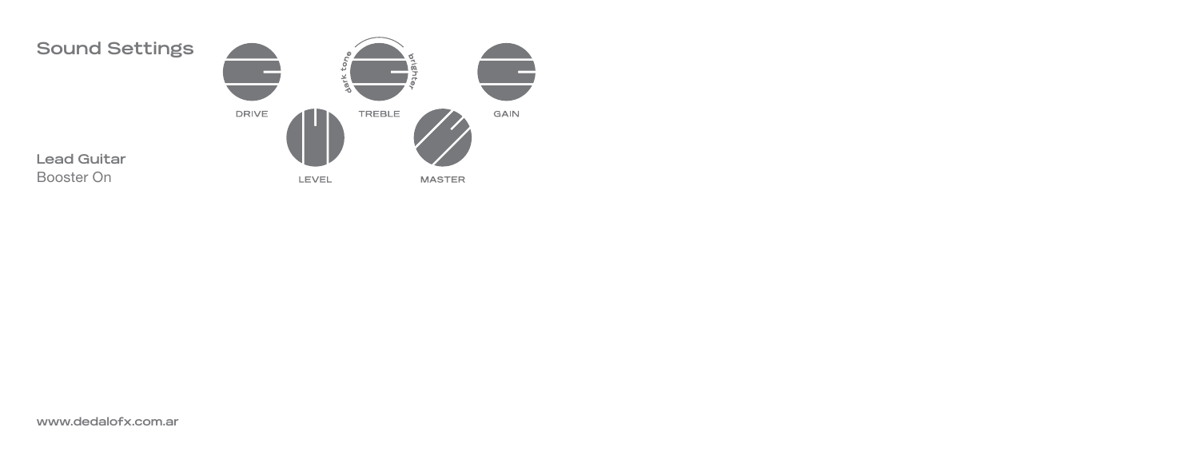## Sound Settings

DRIVE

dark tone — brighter

TREBLE

GAIN

LEVEL

MASTER

**Lead Guitar**
Booster On

www.dedalofx.com.ar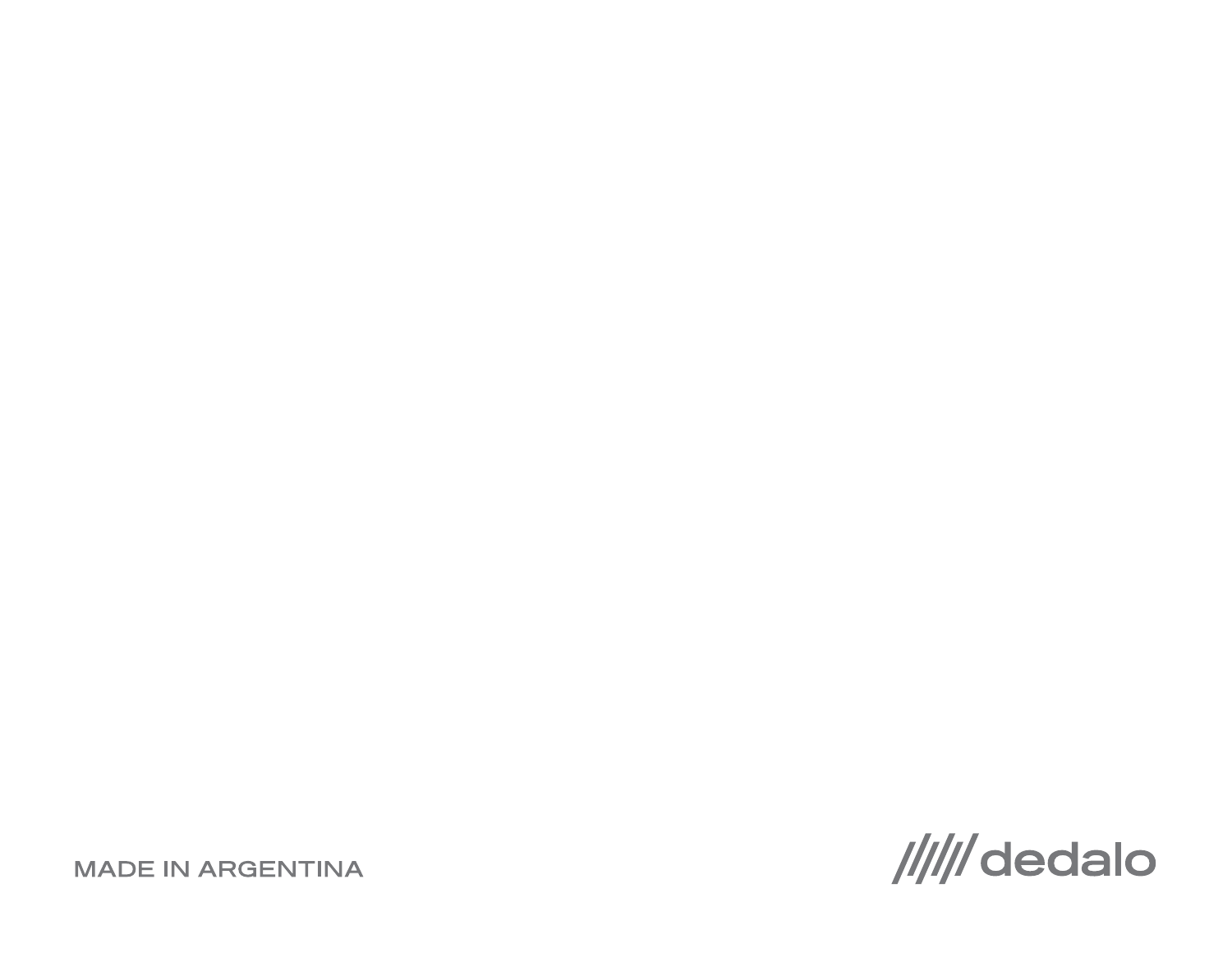MADE IN ARGENTINA

///// dedalo